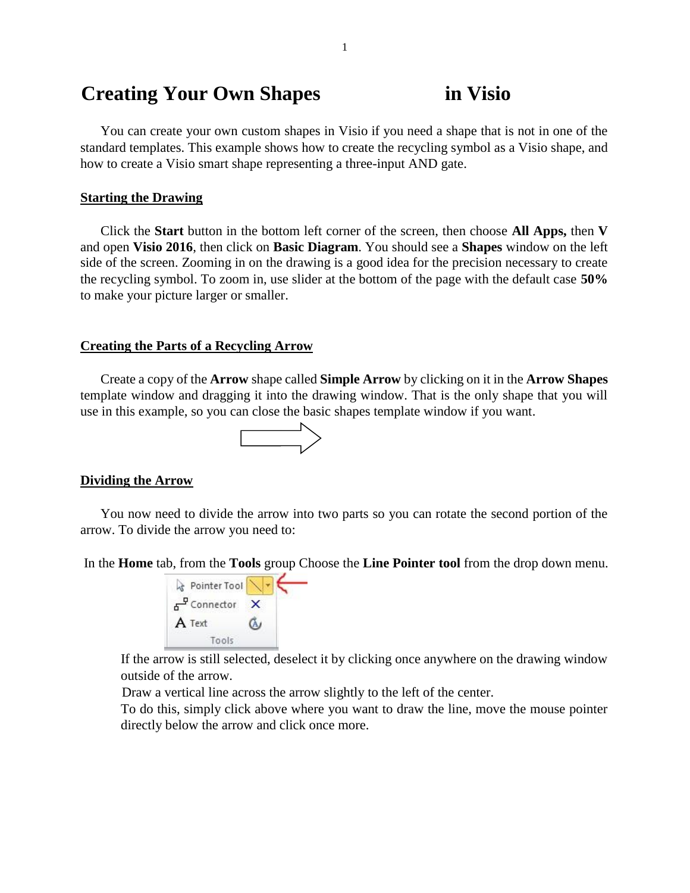# Creating Your Own Shapes in Visio

You can create your own custom shapes in Visio if you need a shape that is not in one of the standard templates. This example shows how to create the recycling symbol as a Visio shape, and how to create a Visio smart shape representing a three-input AND gate.

## Starting the Drawing

Click the **Start** button in the bottom left corner of the screen, then choose **All Apps,** then **V** and open **Visio 2016**, then click on **Basic Diagram**. You should see a **Shapes** window on the left side of the screen. Zooming in on the drawing is a good idea for the precision necessary to create the recycling symbol. To zoom in, use slider at the bottom of the page with the default case **50%** to make your picture larger or smaller.

## Creating the Parts of a Recycling Arrow

Create a copy of the **Arrow** shape called **Simple Arrow** by clicking on it in the **Arrow Shapes** template window and dragging it into the drawing window. That is the only shape that you will use in this example, so you can close the basic shapes template window if you want.

## Dividing the Arrow

You now need to divide the arrow into two parts so you can rotate the second portion of the arrow. To divide the arrow you need to:

In the **Home** tab, from the **Tools** group Choose the **Line Pointer tool** from the drop down menu.

If the arrow is still selected, deselect it by clicking once anywhere on the drawing window outside of the arrow.

Draw a vertical line across the arrow slightly to the left of the center.

To do this, simply click above where you want to draw the line, move the mouse pointer directly below the arrow and click once more.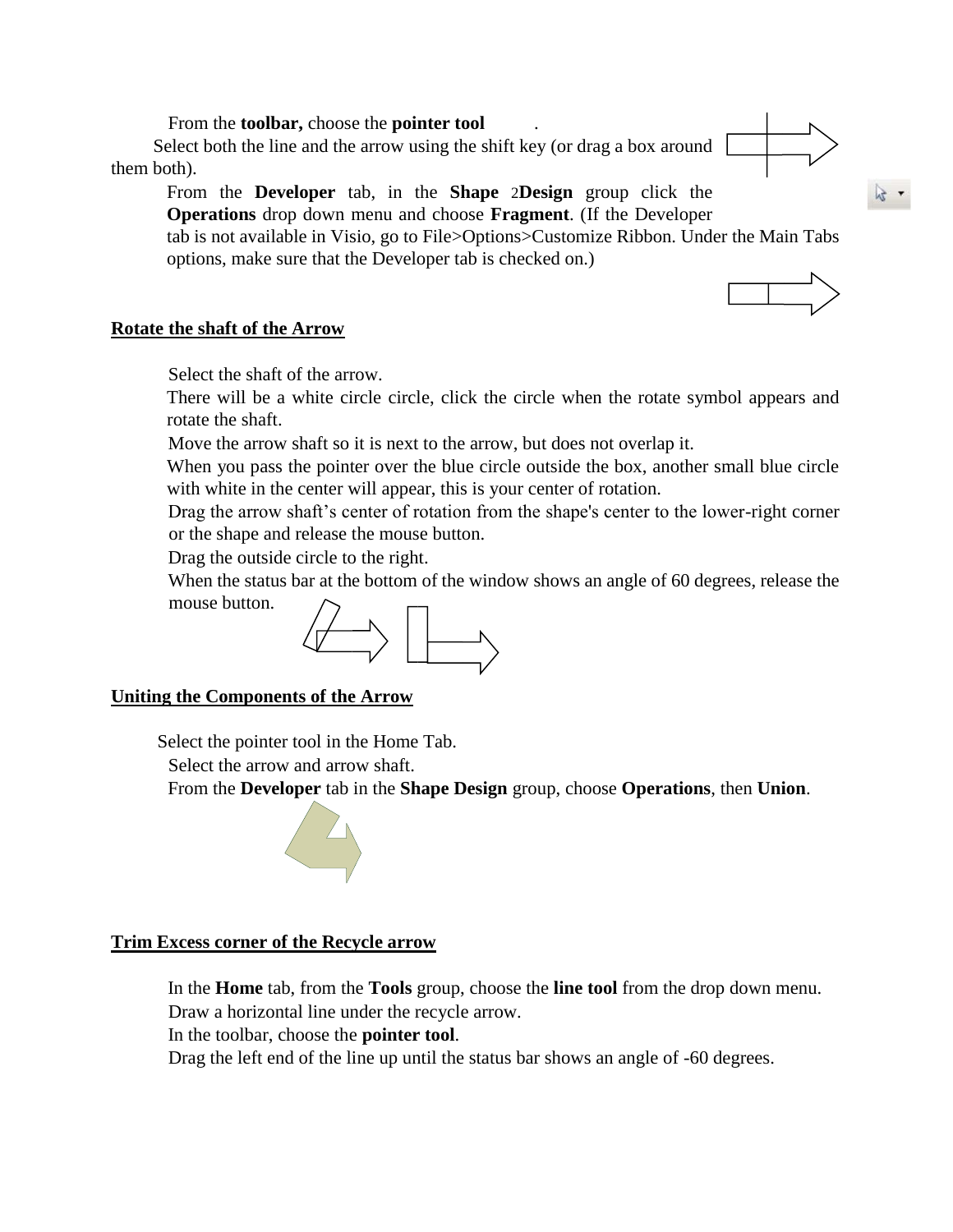From the **toolbar,** choose the **pointer tool** .

Select both the line and the arrow using the shift key (or drag a box around them both).

From the **Developer** tab, in the **Shape** 2**Design** group click the **Operations** drop down menu and choose **Fragment**. (If the Developer tab is not available in Visio, go to File>Options>Customize Ribbon. Under the Main Tabs options, make sure that the Developer tab is checked on.)

**Rotate the shaft of the Arrow**

Select the shaft of the arrow.

There will be a white circle circle, click the circle when the rotate symbol appears and rotate the shaft.

Move the arrow shaft so it is next to the arrow, but does not overlap it.

When you pass the pointer over the blue circle outside the box, another small blue circle with white in the center will appear, this is your center of rotation.

Drag the arrow shaft's center of rotation from the shape's center to the lower-right corner or the shape and release the mouse button.

Drag the outside circle to the right.

When the status bar at the bottom of the window shows an angle of 60 degrees, release the mouse button.

**Uniting the Components of the Arrow**

Select the pointer tool in the Home Tab.

Select the arrow and arrow shaft.

From the **Developer** tab in the **Shape Design** group, choose **Operations**, then **Union**.

**Trim Excess corner of the Recycle arrow**

In the **Home** tab, from the **Tools** group, choose the **line tool** from the drop down menu.

Draw a horizontal line under the recycle arrow.

In the toolbar, choose the **pointer tool**.

Drag the left end of the line up until the status bar shows an angle of -60 degrees.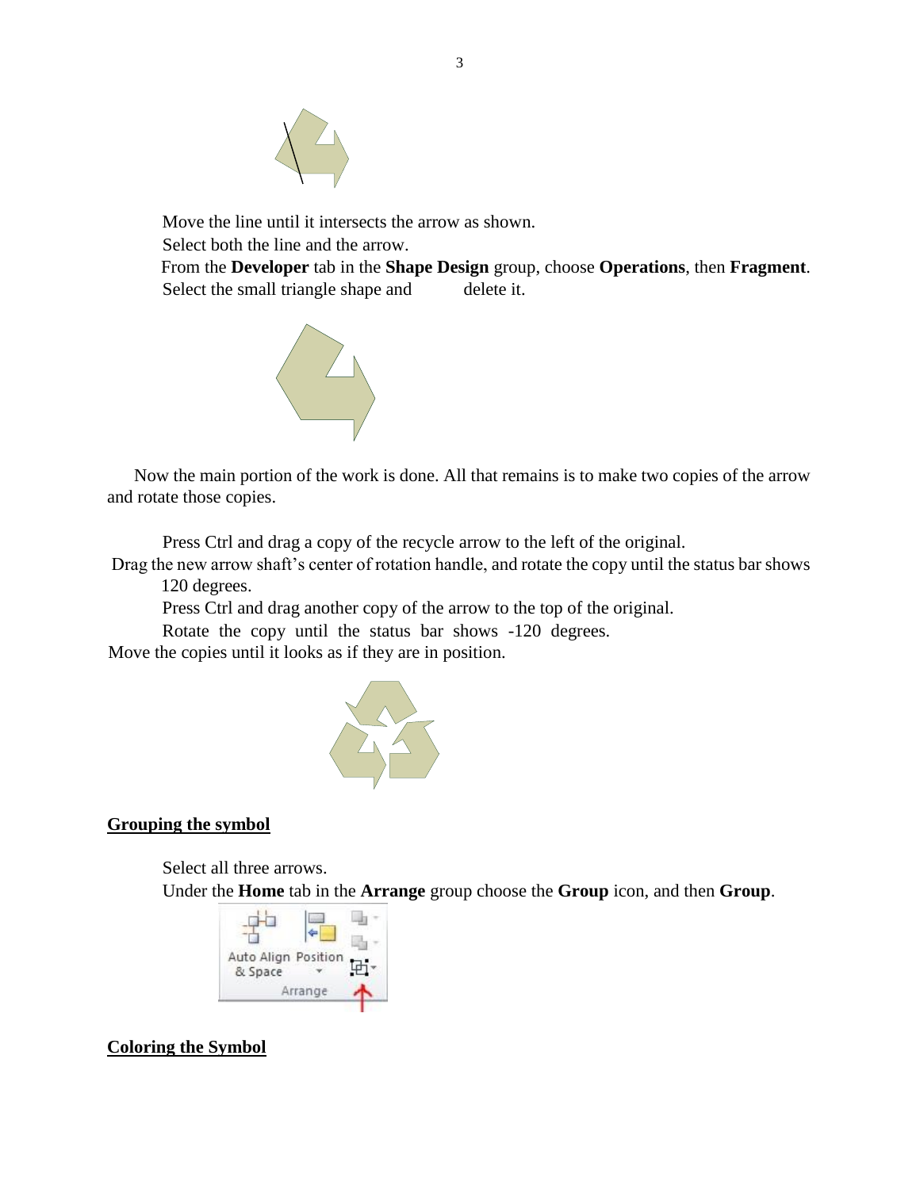Move the line until it intersects the arrow as shown.
Select both the line and the arrow.
From the **Developer** tab in the **Shape Design** group, choose **Operations**, then **Fragment**.
Select the small triangle shape and delete it.

Now the main portion of the work is done. All that remains is to make two copies of the arrow and rotate those copies.

Press Ctrl and drag a copy of the recycle arrow to the left of the original.
Drag the new arrow shaft's center of rotation handle, and rotate the copy until the status bar shows 120 degrees.
Press Ctrl and drag another copy of the arrow to the top of the original.
Rotate the copy until the status bar shows -120 degrees.
Move the copies until it looks as if they are in position.

## Grouping the symbol

Select all three arrows.
Under the **Home** tab in the **Arrange** group choose the **Group** icon, and then **Group**.

## Coloring the Symbol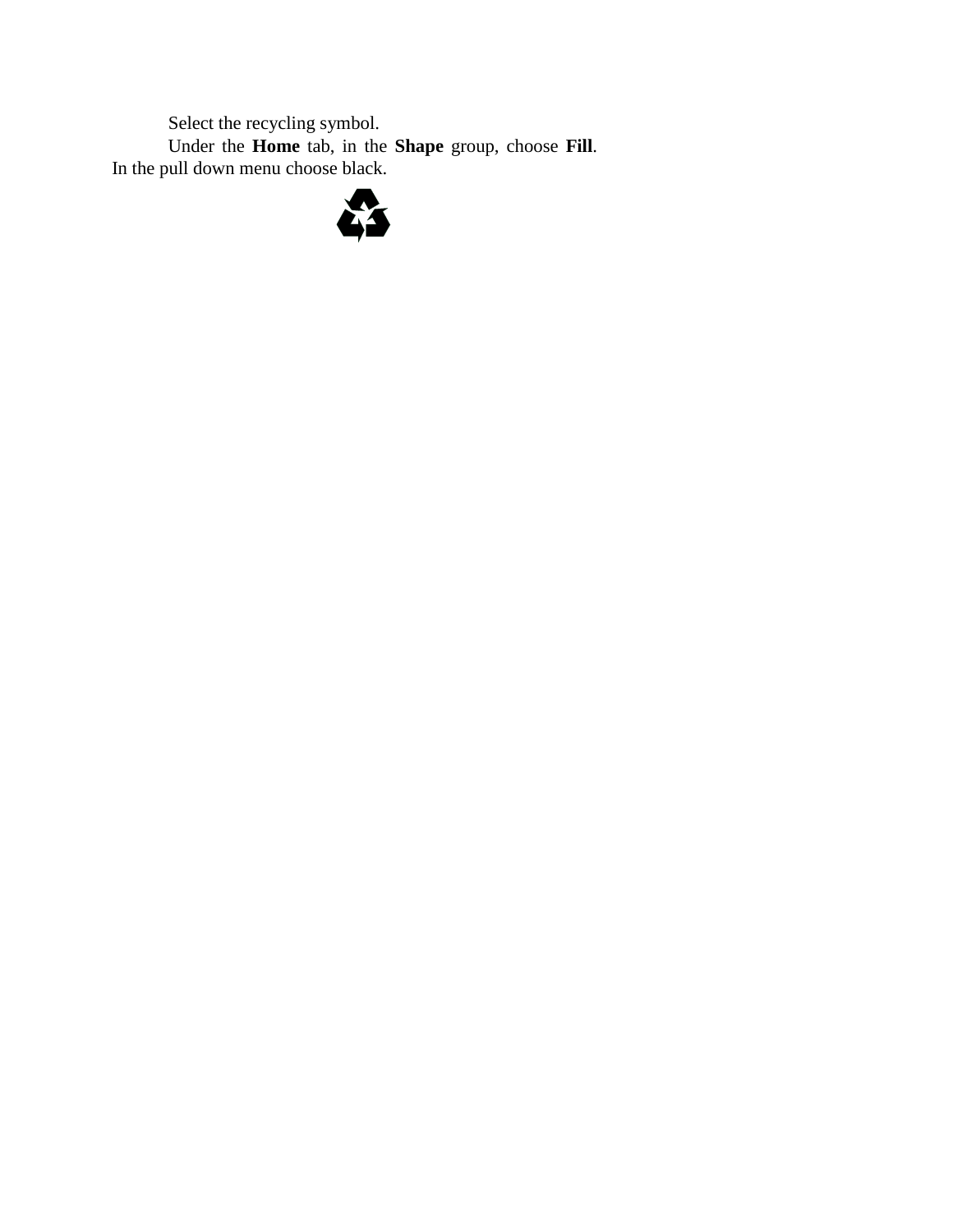Select the recycling symbol.

Under the **Home** tab, in the **Shape** group, choose **Fill**. In the pull down menu choose black.

♻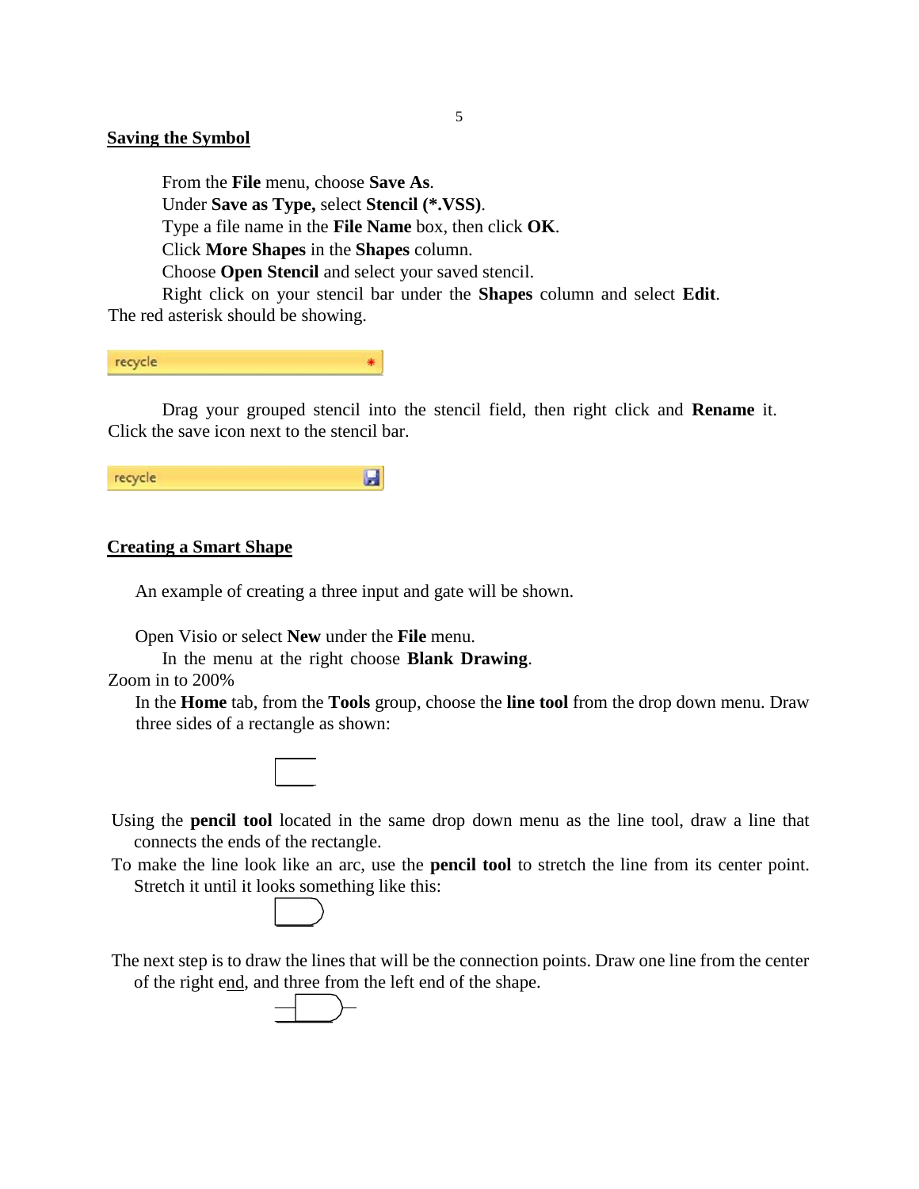## Saving the Symbol

From the **File** menu, choose **Save As**.
Under **Save as Type,** select **Stencil (*.VSS)**.
Type a file name in the **File Name** box, then click **OK**.
Click **More Shapes** in the **Shapes** column.
Choose **Open Stencil** and select your saved stencil.
Right click on your stencil bar under the **Shapes** column and select **Edit**. The red asterisk should be showing.

recycle *

Drag your grouped stencil into the stencil field, then right click and **Rename** it. Click the save icon next to the stencil bar.

recycle

## Creating a Smart Shape

An example of creating a three input and gate will be shown.

Open Visio or select **New** under the **File** menu.
In the menu at the right choose **Blank Drawing**.
Zoom in to 200%
In the **Home** tab, from the **Tools** group, choose the **line tool** from the drop down menu. Draw three sides of a rectangle as shown:

Using the **pencil tool** located in the same drop down menu as the line tool, draw a line that connects the ends of the rectangle.
To make the line look like an arc, use the **pencil tool** to stretch the line from its center point. Stretch it until it looks something like this:

The next step is to draw the lines that will be the connection points. Draw one line from the center of the right end, and three from the left end of the shape.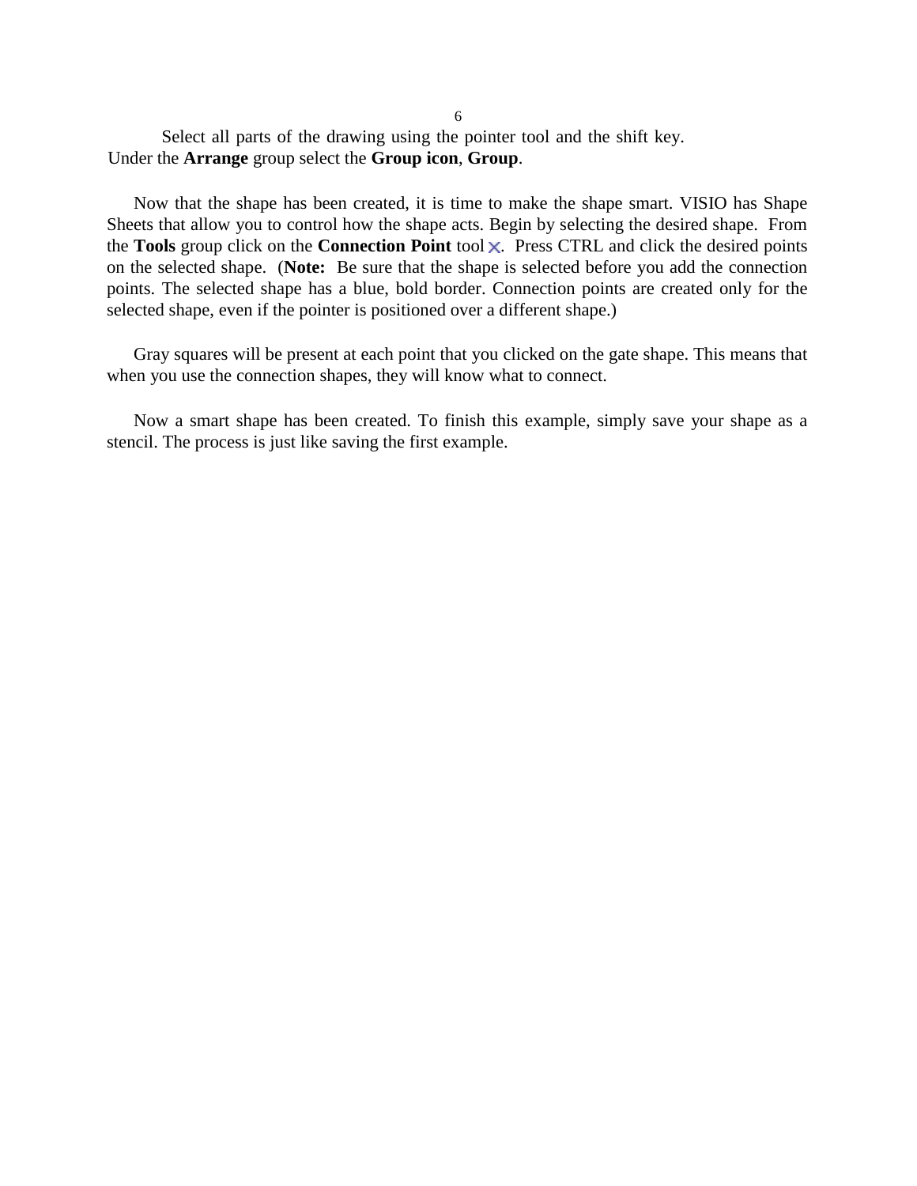Select all parts of the drawing using the pointer tool and the shift key. Under the **Arrange** group select the **Group icon**, **Group**.

Now that the shape has been created, it is time to make the shape smart. VISIO has Shape Sheets that allow you to control how the shape acts. Begin by selecting the desired shape. From the **Tools** group click on the **Connection Point** tool ✕. Press CTRL and click the desired points on the selected shape. (**Note:** Be sure that the shape is selected before you add the connection points. The selected shape has a blue, bold border. Connection points are created only for the selected shape, even if the pointer is positioned over a different shape.)

Gray squares will be present at each point that you clicked on the gate shape. This means that when you use the connection shapes, they will know what to connect.

Now a smart shape has been created. To finish this example, simply save your shape as a stencil. The process is just like saving the first example.